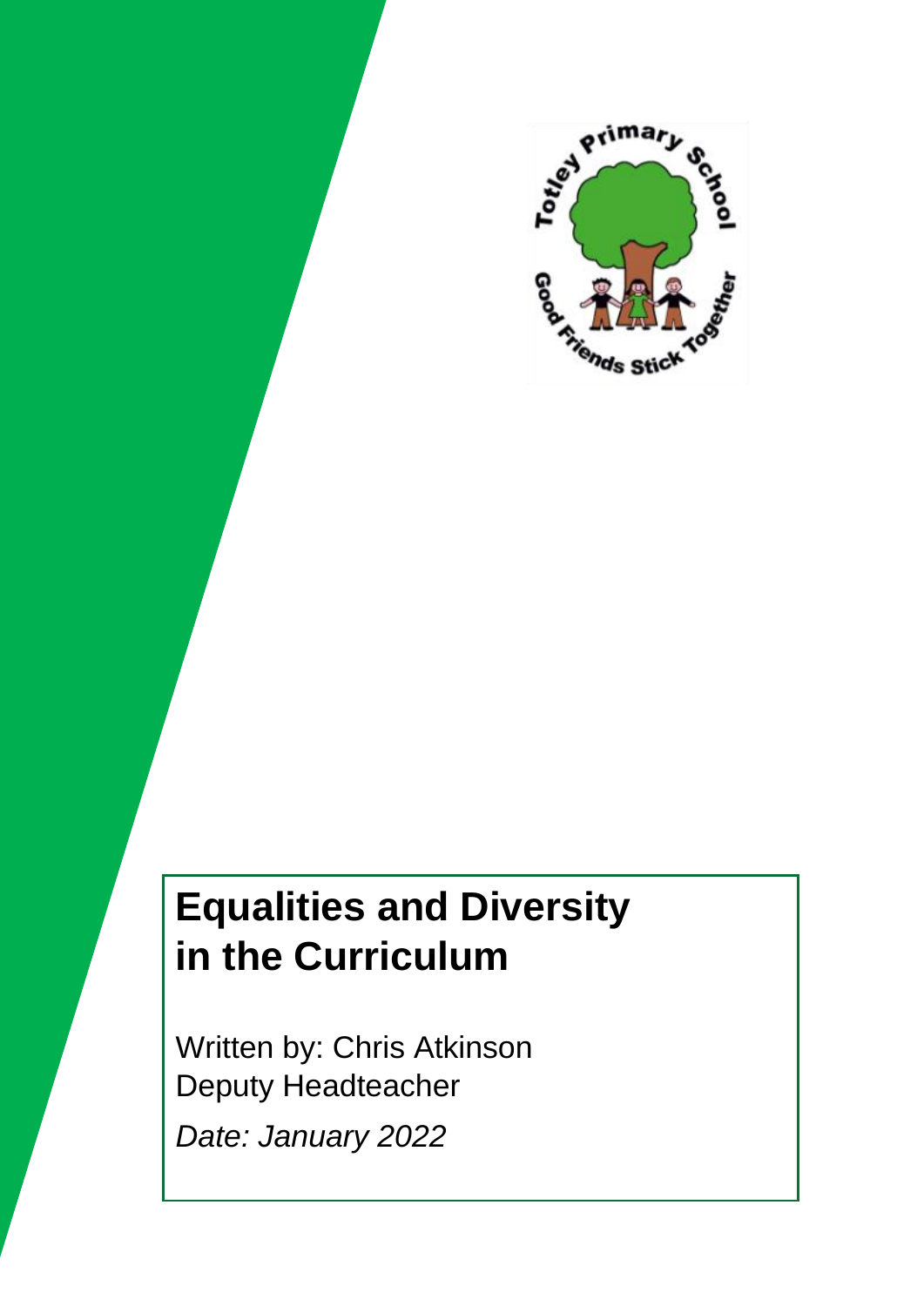# Equalities and Diversity in the Curriculum

Written by: Chris Atkinson
Deputy Headteacher

*Date: January 2022*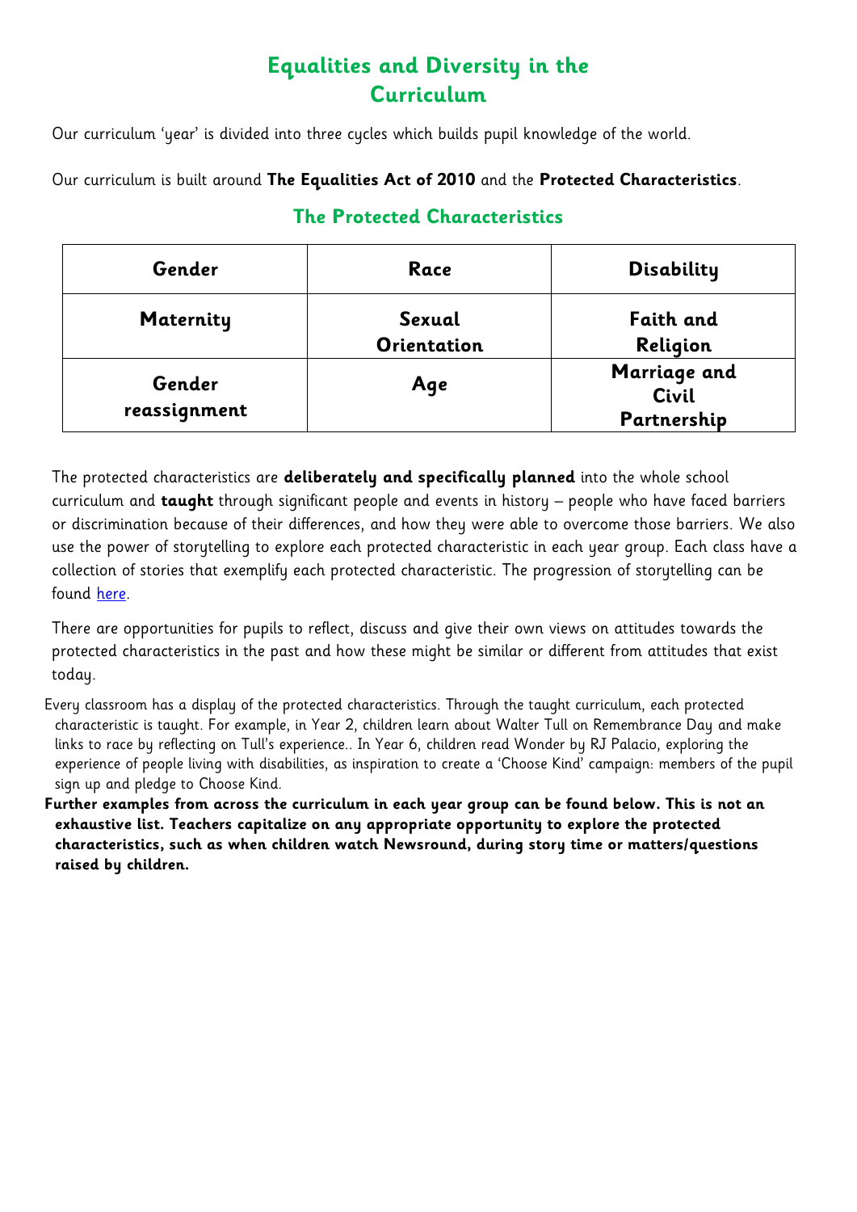# Equalities and Diversity in the Curriculum

Our curriculum 'year' is divided into three cycles which builds pupil knowledge of the world.

Our curriculum is built around **The Equalities Act of 2010** and the **Protected Characteristics**.

## The Protected Characteristics

| Gender | Race | Disability |
|---|---|---|
| **Maternity** | **Sexual Orientation** | **Faith and Religion** |
| **Gender reassignment** | **Age** | **Marriage and Civil Partnership** |

The protected characteristics are **deliberately and specifically planned** into the whole school curriculum and **taught** through significant people and events in history – people who have faced barriers or discrimination because of their differences, and how they were able to overcome those barriers. We also use the power of storytelling to explore each protected characteristic in each year group. Each class have a collection of stories that exemplify each protected characteristic. The progression of storytelling can be found here.

There are opportunities for pupils to reflect, discuss and give their own views on attitudes towards the protected characteristics in the past and how these might be similar or different from attitudes that exist today.

Every classroom has a display of the protected characteristics. Through the taught curriculum, each protected characteristic is taught. For example, in Year 2, children learn about Walter Tull on Remembrance Day and make links to race by reflecting on Tull's experience.. In Year 6, children read Wonder by RJ Palacio, exploring the experience of people living with disabilities, as inspiration to create a 'Choose Kind' campaign: members of the pupil sign up and pledge to Choose Kind.

**Further examples from across the curriculum in each year group can be found below. This is not an exhaustive list. Teachers capitalize on any appropriate opportunity to explore the protected characteristics, such as when children watch Newsround, during story time or matters/questions raised by children.**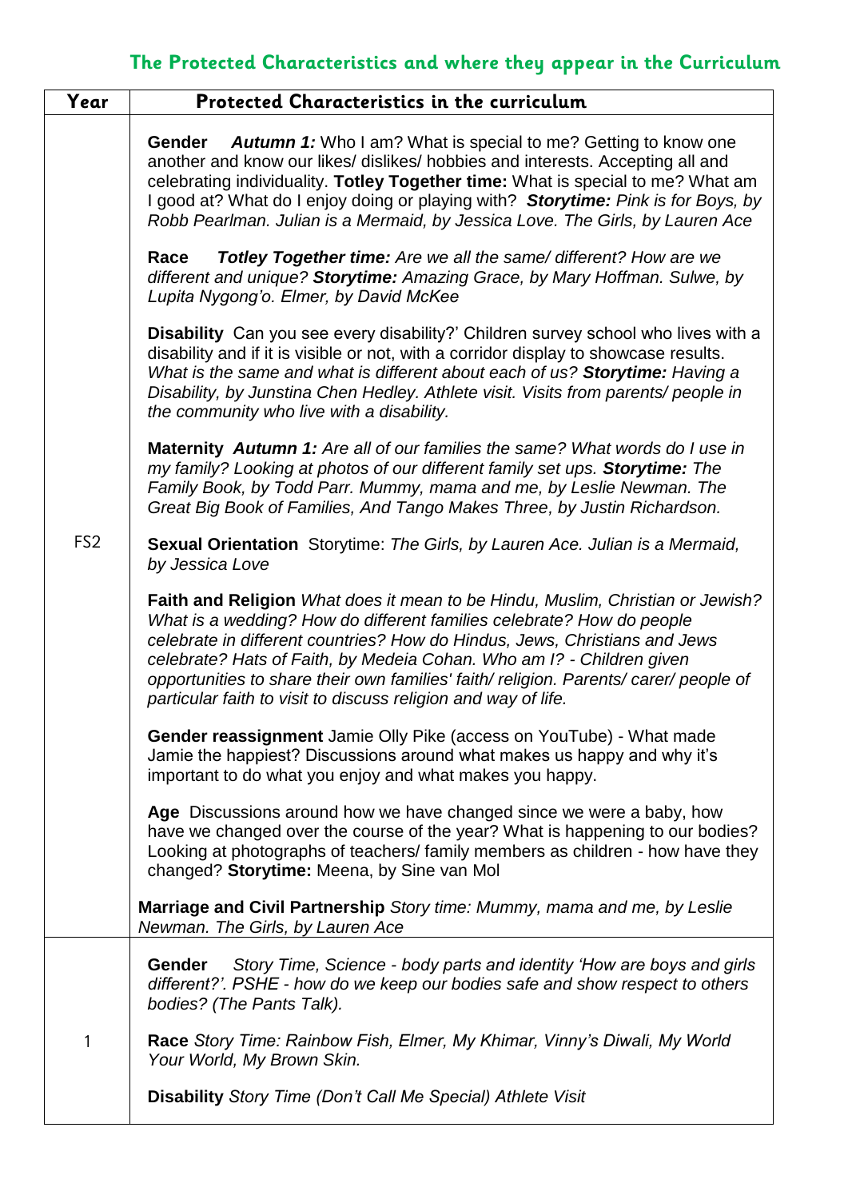## The Protected Characteristics and where they appear in the Curriculum

| Year | Protected Characteristics in the curriculum |
| --- | --- |
| FS2 | **Gender** ***Autumn 1:*** Who I am? What is special to me? Getting to know one another and know our likes/ dislikes/ hobbies and interests. Accepting all and celebrating individuality. **Totley Together time:** What is special to me? What am I good at? What do I enjoy doing or playing with? ***Storytime:*** *Pink is for Boys, by Robb Pearlman. Julian is a Mermaid, by Jessica Love. The Girls, by Lauren Ace*<br><br>**Race** ***Totley Together time:*** *Are we all the same/ different? How are we different and unique?* ***Storytime:*** *Amazing Grace, by Mary Hoffman. Sulwe, by Lupita Nygong'o. Elmer, by David McKee*<br><br>**Disability** Can you see every disability?' Children survey school who lives with a disability and if it is visible or not, with a corridor display to showcase results. *What is the same and what is different about each of us?* ***Storytime:*** *Having a Disability, by Junstina Chen Hedley. Athlete visit. Visits from parents/ people in the community who live with a disability.*<br><br>**Maternity** ***Autumn 1:*** *Are all of our families the same? What words do I use in my family? Looking at photos of our different family set ups.* ***Storytime:*** *The Family Book, by Todd Parr. Mummy, mama and me, by Leslie Newman. The Great Big Book of Families, And Tango Makes Three, by Justin Richardson.*<br><br>**Sexual Orientation** Storytime: *The Girls, by Lauren Ace. Julian is a Mermaid, by Jessica Love*<br><br>**Faith and Religion** *What does it mean to be Hindu, Muslim, Christian or Jewish? What is a wedding? How do different families celebrate? How do people celebrate in different countries? How do Hindus, Jews, Christians and Jews celebrate? Hats of Faith, by Medeia Cohan. Who am I? - Children given opportunities to share their own families' faith/ religion. Parents/ carer/ people of particular faith to visit to discuss religion and way of life.*<br><br>**Gender reassignment** Jamie Olly Pike (access on YouTube) - What made Jamie the happiest? Discussions around what makes us happy and why it's important to do what you enjoy and what makes you happy.<br><br>**Age** Discussions around how we have changed since we were a baby, how have we changed over the course of the year? What is happening to our bodies? Looking at photographs of teachers/ family members as children - how have they changed? **Storytime:** Meena, by Sine van Mol<br><br>**Marriage and Civil Partnership** *Story time: Mummy, mama and me, by Leslie Newman. The Girls, by Lauren Ace* |
| 1 | **Gender** *Story Time, Science - body parts and identity 'How are boys and girls different?'. PSHE - how do we keep our bodies safe and show respect to others bodies? (The Pants Talk).*<br><br>**Race** *Story Time: Rainbow Fish, Elmer, My Khimar, Vinny's Diwali, My World Your World, My Brown Skin.*<br><br>**Disability** *Story Time (Don't Call Me Special) Athlete Visit* |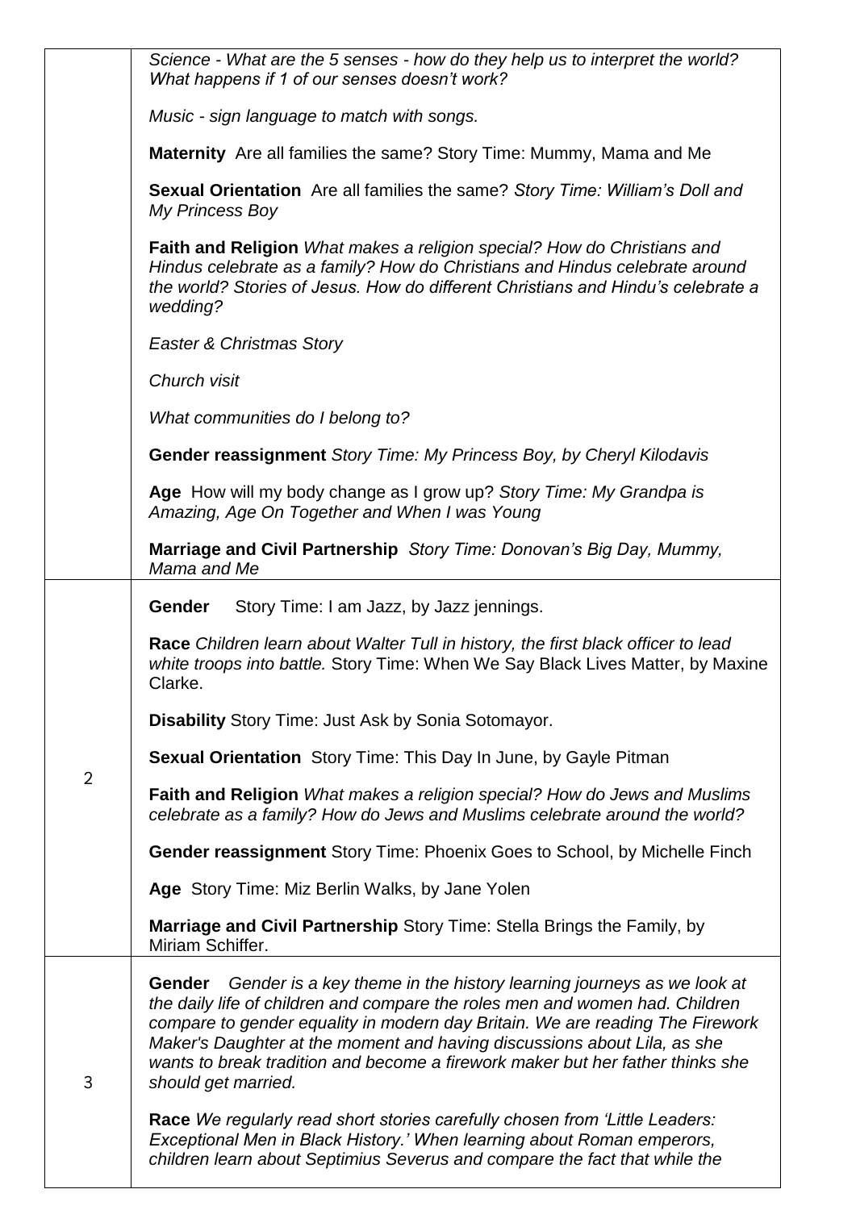| | |
|---|---|
| | *Science - What are the 5 senses - how do they help us to interpret the world? What happens if 1 of our senses doesn't work?*<br><br>*Music - sign language to match with songs.*<br><br>**Maternity** Are all families the same? Story Time: Mummy, Mama and Me<br><br>**Sexual Orientation** Are all families the same? *Story Time: William's Doll and My Princess Boy*<br><br>**Faith and Religion** *What makes a religion special? How do Christians and Hindus celebrate as a family? How do Christians and Hindus celebrate around the world? Stories of Jesus. How do different Christians and Hindu's celebrate a wedding?*<br><br>*Easter & Christmas Story*<br><br>*Church visit*<br><br>*What communities do I belong to?*<br><br>**Gender reassignment** *Story Time: My Princess Boy, by Cheryl Kilodavis*<br><br>**Age** How will my body change as I grow up? *Story Time: My Grandpa is Amazing, Age On Together and When I was Young*<br><br>**Marriage and Civil Partnership** *Story Time: Donovan's Big Day, Mummy, Mama and Me* |
| 2 | **Gender** Story Time: I am Jazz, by Jazz jennings.<br><br>**Race** *Children learn about Walter Tull in history, the first black officer to lead white troops into battle.* Story Time: When We Say Black Lives Matter, by Maxine Clarke.<br><br>**Disability** Story Time: Just Ask by Sonia Sotomayor.<br><br>**Sexual Orientation** Story Time: This Day In June, by Gayle Pitman<br><br>**Faith and Religion** *What makes a religion special? How do Jews and Muslims celebrate as a family? How do Jews and Muslims celebrate around the world?*<br><br>**Gender reassignment** Story Time: Phoenix Goes to School, by Michelle Finch<br><br>**Age** Story Time: Miz Berlin Walks, by Jane Yolen<br><br>**Marriage and Civil Partnership** Story Time: Stella Brings the Family, by Miriam Schiffer. |
| 3 | **Gender** *Gender is a key theme in the history learning journeys as we look at the daily life of children and compare the roles men and women had. Children compare to gender equality in modern day Britain. We are reading The Firework Maker's Daughter at the moment and having discussions about Lila, as she wants to break tradition and become a firework maker but her father thinks she should get married.*<br><br>**Race** *We regularly read short stories carefully chosen from 'Little Leaders: Exceptional Men in Black History.' When learning about Roman emperors, children learn about Septimius Severus and compare the fact that while the* |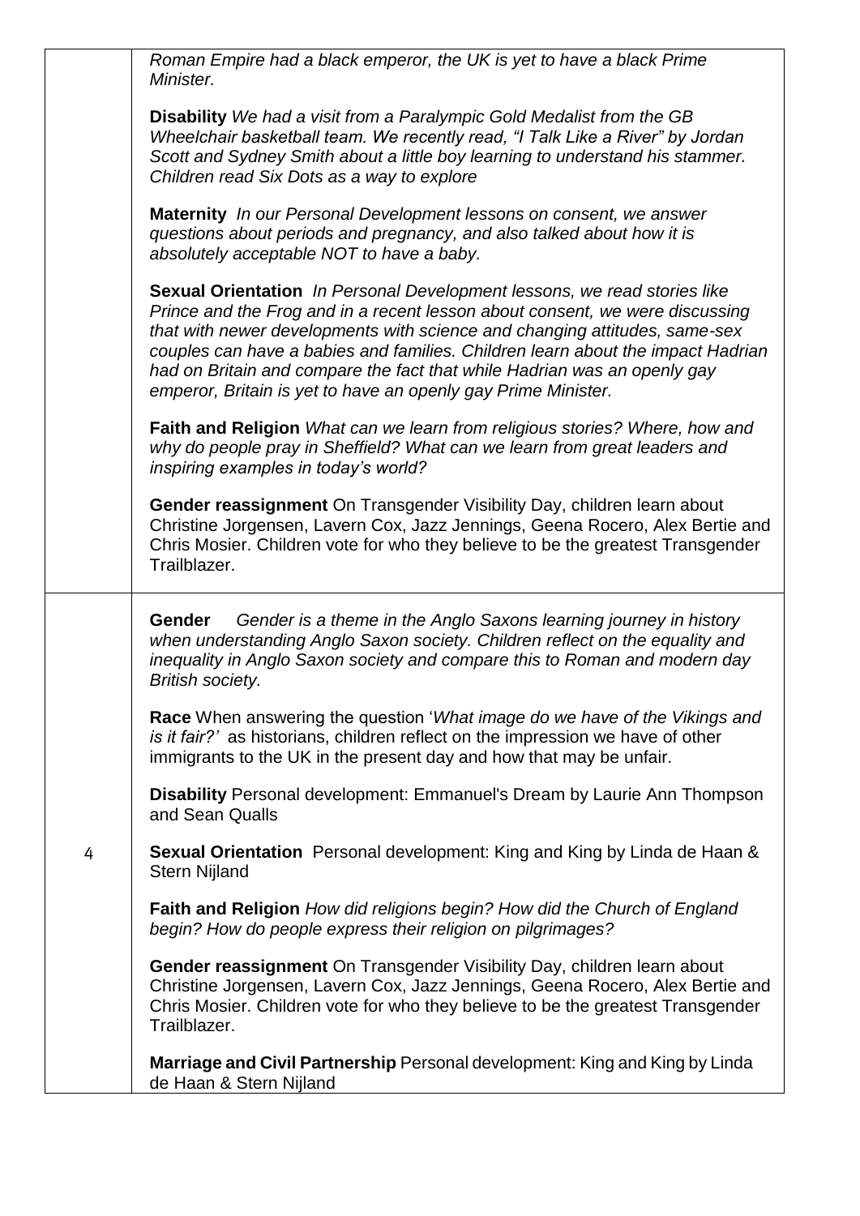| | |
|---|---|
| | *Roman Empire had a black emperor, the UK is yet to have a black Prime Minister.*<br><br>**Disability** *We had a visit from a Paralympic Gold Medalist from the GB Wheelchair basketball team. We recently read, "I Talk Like a River" by Jordan Scott and Sydney Smith about a little boy learning to understand his stammer. Children read Six Dots as a way to explore*<br><br>**Maternity** *In our Personal Development lessons on consent, we answer questions about periods and pregnancy, and also talked about how it is absolutely acceptable NOT to have a baby.*<br><br>**Sexual Orientation** *In Personal Development lessons, we read stories like Prince and the Frog and in a recent lesson about consent, we were discussing that with newer developments with science and changing attitudes, same-sex couples can have a babies and families. Children learn about the impact Hadrian had on Britain and compare the fact that while Hadrian was an openly gay emperor, Britain is yet to have an openly gay Prime Minister.*<br><br>**Faith and Religion** *What can we learn from religious stories? Where, how and why do people pray in Sheffield? What can we learn from great leaders and inspiring examples in today's world?*<br><br>**Gender reassignment** On Transgender Visibility Day, children learn about Christine Jorgensen, Lavern Cox, Jazz Jennings, Geena Rocero, Alex Bertie and Chris Mosier. Children vote for who they believe to be the greatest Transgender Trailblazer. |
| 4 | **Gender** *Gender is a theme in the Anglo Saxons learning journey in history when understanding Anglo Saxon society. Children reflect on the equality and inequality in Anglo Saxon society and compare this to Roman and modern day British society.*<br><br>**Race** When answering the question '*What image do we have of the Vikings and is it fair?'* as historians, children reflect on the impression we have of other immigrants to the UK in the present day and how that may be unfair.<br><br>**Disability** Personal development: Emmanuel's Dream by Laurie Ann Thompson and Sean Qualls<br><br>**Sexual Orientation** Personal development: King and King by Linda de Haan & Stern Nijland<br><br>**Faith and Religion** *How did religions begin? How did the Church of England begin? How do people express their religion on pilgrimages?*<br><br>**Gender reassignment** On Transgender Visibility Day, children learn about Christine Jorgensen, Lavern Cox, Jazz Jennings, Geena Rocero, Alex Bertie and Chris Mosier. Children vote for who they believe to be the greatest Transgender Trailblazer.<br><br>**Marriage and Civil Partnership** Personal development: King and King by Linda de Haan & Stern Nijland |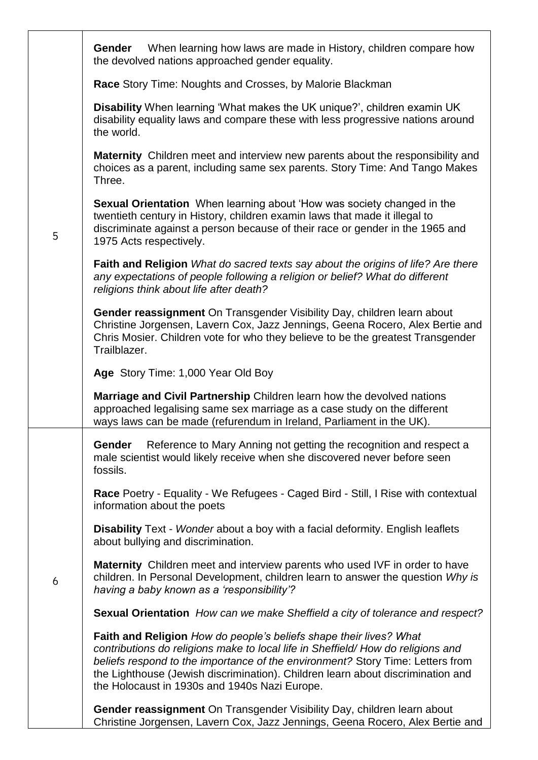| | |
|---|---|
| 5 | **Gender** When learning how laws are made in History, children compare how the devolved nations approached gender equality.<br><br>**Race** Story Time: Noughts and Crosses, by Malorie Blackman<br><br>**Disability** When learning 'What makes the UK unique?', children examin UK disability equality laws and compare these with less progressive nations around the world.<br><br>**Maternity** Children meet and interview new parents about the responsibility and choices as a parent, including same sex parents. Story Time: And Tango Makes Three.<br><br>**Sexual Orientation** When learning about 'How was society changed in the twentieth century in History, children examin laws that made it illegal to discriminate against a person because of their race or gender in the 1965 and 1975 Acts respectively.<br><br>**Faith and Religion** *What do sacred texts say about the origins of life? Are there any expectations of people following a religion or belief? What do different religions think about life after death?*<br><br>**Gender reassignment** On Transgender Visibility Day, children learn about Christine Jorgensen, Lavern Cox, Jazz Jennings, Geena Rocero, Alex Bertie and Chris Mosier. Children vote for who they believe to be the greatest Transgender Trailblazer.<br><br>**Age** Story Time: 1,000 Year Old Boy<br><br>**Marriage and Civil Partnership** Children learn how the devolved nations approached legalising same sex marriage as a case study on the different ways laws can be made (refurendum in Ireland, Parliament in the UK). |
| 6 | **Gender** Reference to Mary Anning not getting the recognition and respect a male scientist would likely receive when she discovered never before seen fossils.<br><br>**Race** Poetry - Equality - We Refugees - Caged Bird - Still, I Rise with contextual information about the poets<br><br>**Disability** Text - *Wonder* about a boy with a facial deformity. English leaflets about bullying and discrimination.<br><br>**Maternity** Children meet and interview parents who used IVF in order to have children. In Personal Development, children learn to answer the question *Why is having a baby known as a 'responsibility'?*<br><br>**Sexual Orientation** *How can we make Sheffield a city of tolerance and respect?*<br><br>**Faith and Religion** *How do people's beliefs shape their lives? What contributions do religions make to local life in Sheffield/ How do religions and beliefs respond to the importance of the environment?* Story Time: Letters from the Lighthouse (Jewish discrimination). Children learn about discrimination and the Holocaust in 1930s and 1940s Nazi Europe.<br><br>**Gender reassignment** On Transgender Visibility Day, children learn about Christine Jorgensen, Lavern Cox, Jazz Jennings, Geena Rocero, Alex Bertie and |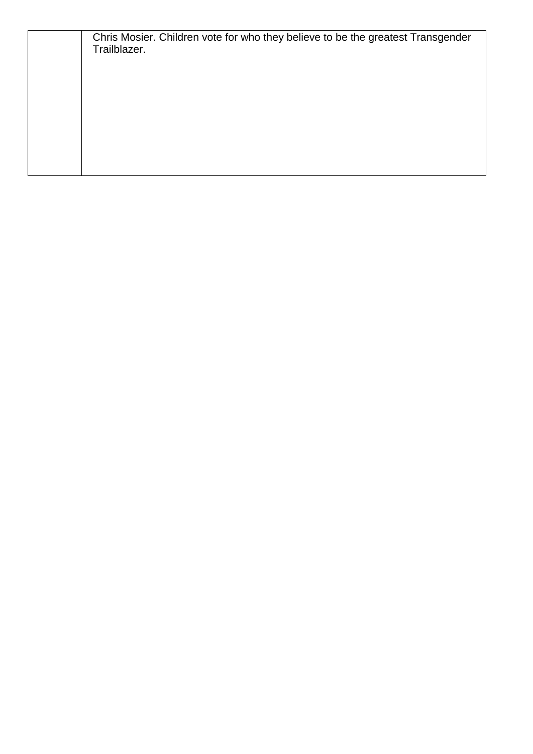|  | Chris Mosier. Children vote for who they believe to be the greatest Transgender Trailblazer. |
|---|---|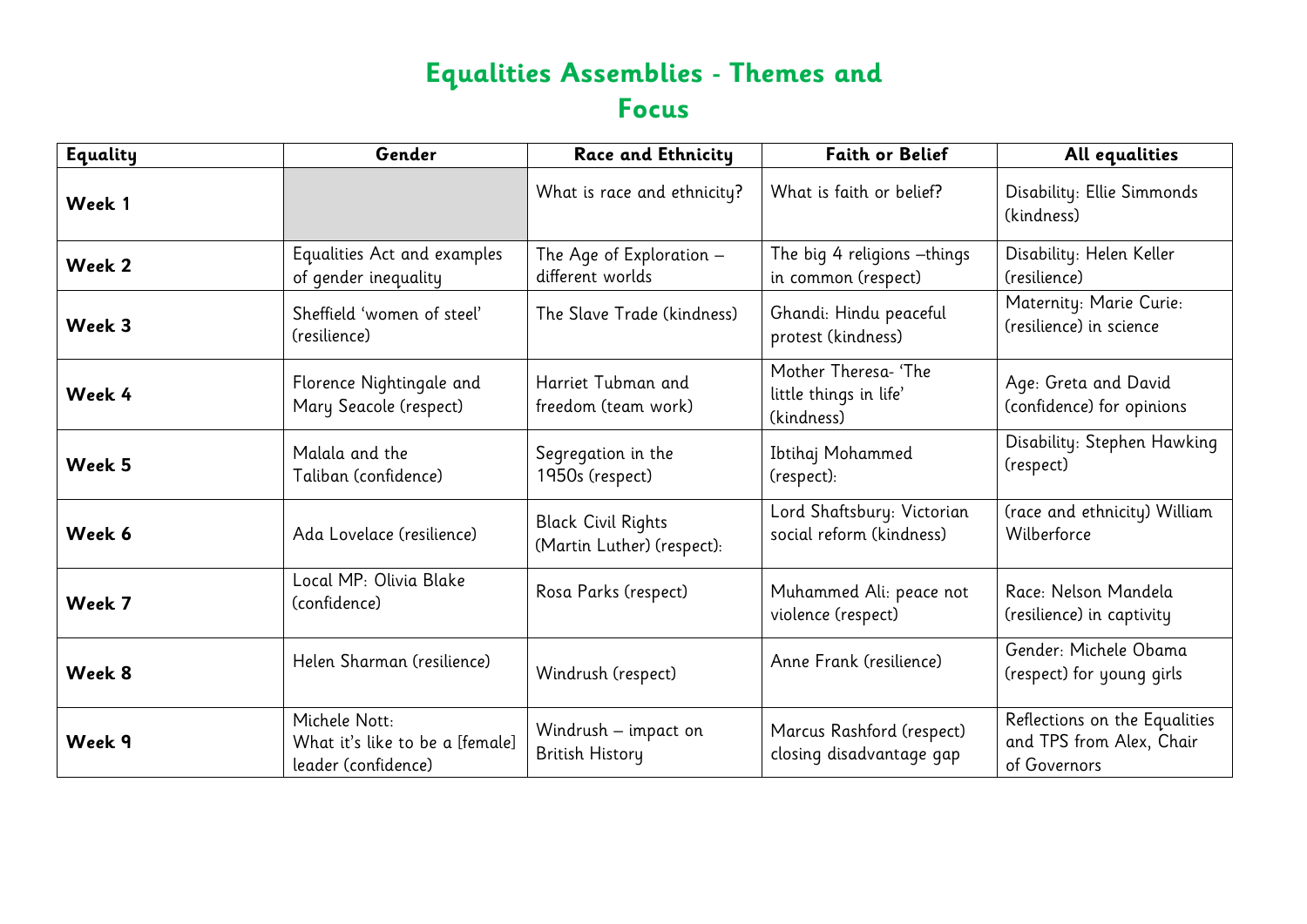# Equalities Assemblies - Themes and Focus

| Equality | Gender | Race and Ethnicity | Faith or Belief | All equalities |
|---|---|---|---|---|
| **Week 1** | | What is race and ethnicity? | What is faith or belief? | Disability: Ellie Simmonds (kindness) |
| **Week 2** | Equalities Act and examples of gender inequality | The Age of Exploration – different worlds | The big 4 religions –things in common (respect) | Disability: Helen Keller (resilience) |
| **Week 3** | Sheffield 'women of steel' (resilience) | The Slave Trade (kindness) | Ghandi: Hindu peaceful protest (kindness) | Maternity: Marie Curie: (resilience) in science |
| **Week 4** | Florence Nightingale and Mary Seacole (respect) | Harriet Tubman and freedom (team work) | Mother Theresa- 'The little things in life' (kindness) | Age: Greta and David (confidence) for opinions |
| **Week 5** | Malala and the Taliban (confidence) | Segregation in the 1950s (respect) | Ibtihaj Mohammed (respect): | Disability: Stephen Hawking (respect) |
| **Week 6** | Ada Lovelace (resilience) | Black Civil Rights (Martin Luther) (respect): | Lord Shaftsbury: Victorian social reform (kindness) | (race and ethnicity) William Wilberforce |
| **Week 7** | Local MP: Olivia Blake (confidence) | Rosa Parks (respect) | Muhammed Ali: peace not violence (respect) | Race: Nelson Mandela (resilience) in captivity |
| **Week 8** | Helen Sharman (resilience) | Windrush (respect) | Anne Frank (resilience) | Gender: Michele Obama (respect) for young girls |
| **Week 9** | Michele Nott: What it's like to be a [female] leader (confidence) | Windrush – impact on British History | Marcus Rashford (respect) closing disadvantage gap | Reflections on the Equalities and TPS from Alex, Chair of Governors |